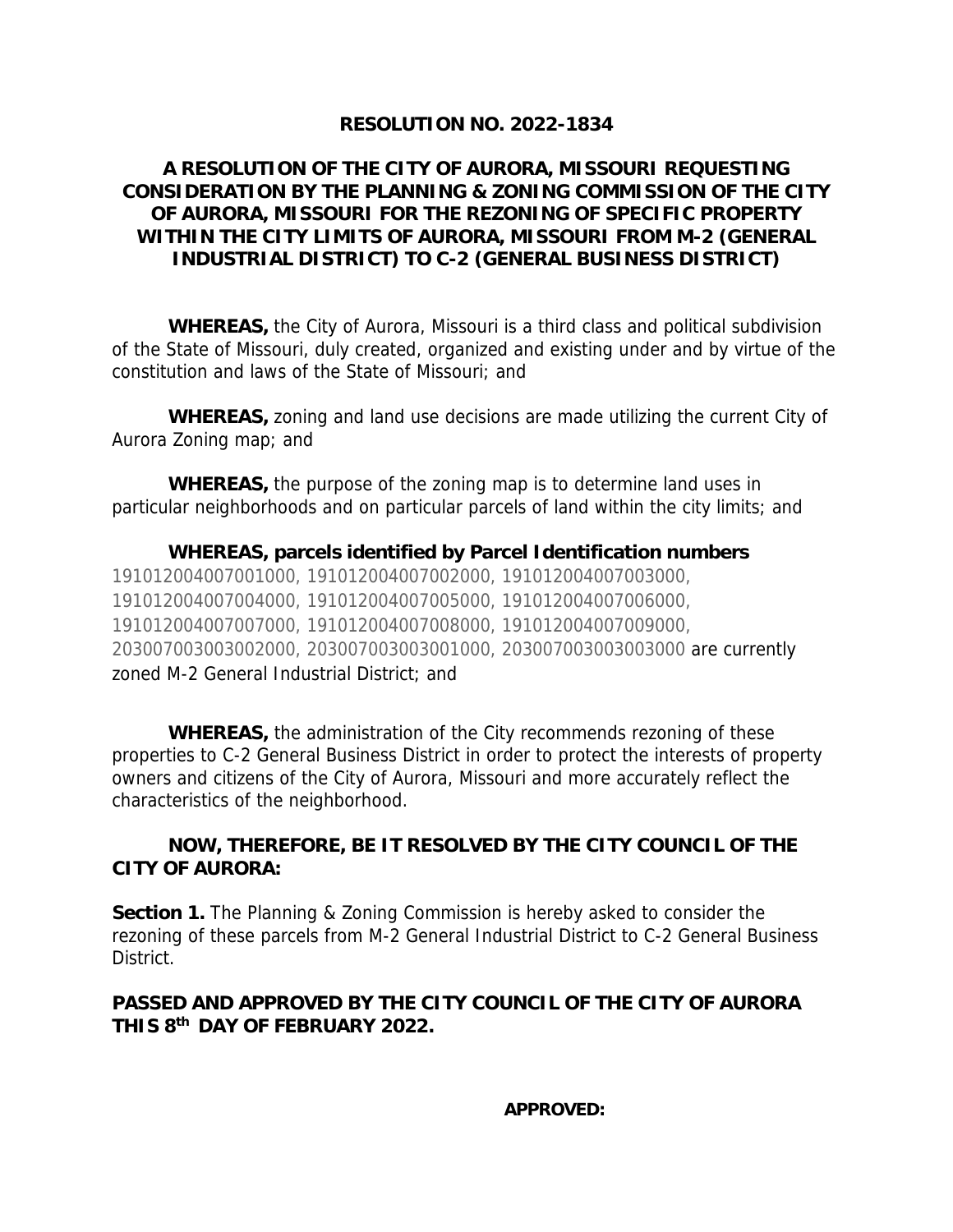# RESOLUTION NO. 2022-1834

## A RESOLUTION OF THE CITY OF AURORA, MISSOURI REQUESTING CONSIDERATION BY THE PLANNING & ZONING COMMISSION OF THE CITY OF AURORA, MISSOURI FOR THE REZONING OF SPECIFIC PROPERTY WITHIN THE CITY LIMITS OF AURORA, MISSOURI FROM M-2 (GENERAL INDUSTRIAL DISTRICT) TO C-2 (GENERAL BUSINESS DISTRICT)

**WHEREAS,** the City of Aurora, Missouri is a third class and political subdivision of the State of Missouri, duly created, organized and existing under and by virtue of the constitution and laws of the State of Missouri; and

**WHEREAS,** zoning and land use decisions are made utilizing the current City of Aurora Zoning map; and

**WHEREAS,** the purpose of the zoning map is to determine land uses in particular neighborhoods and on particular parcels of land within the city limits; and

**WHEREAS, parcels identified by Parcel Identification numbers** 191012004007001000, 191012004007002000, 191012004007003000, 191012004007004000, 191012004007005000, 191012004007006000, 191012004007007000, 191012004007008000, 191012004007009000, 203007003003002000, 203007003003001000, 203007003003003000 are currently zoned M-2 General Industrial District; and

**WHEREAS,** the administration of the City recommends rezoning of these properties to C-2 General Business District in order to protect the interests of property owners and citizens of the City of Aurora, Missouri and more accurately reflect the characteristics of the neighborhood.

**NOW, THEREFORE, BE IT RESOLVED BY THE CITY COUNCIL OF THE CITY OF AURORA:**

**Section 1.** The Planning & Zoning Commission is hereby asked to consider the rezoning of these parcels from M-2 General Industrial District to C-2 General Business District.

**PASSED AND APPROVED BY THE CITY COUNCIL OF THE CITY OF AURORA THIS 8th DAY OF FEBRUARY 2022.**

**APPROVED:**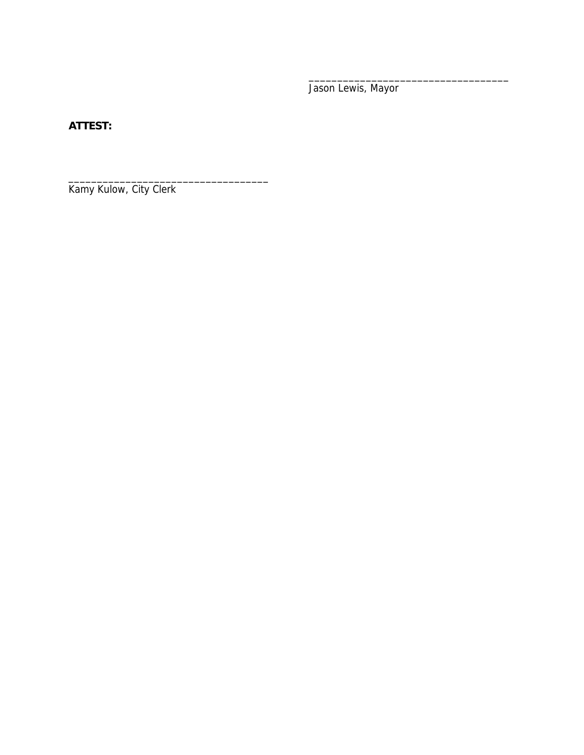___________________________________
Jason Lewis, Mayor

**ATTEST:**

___________________________________
Kamy Kulow, City Clerk